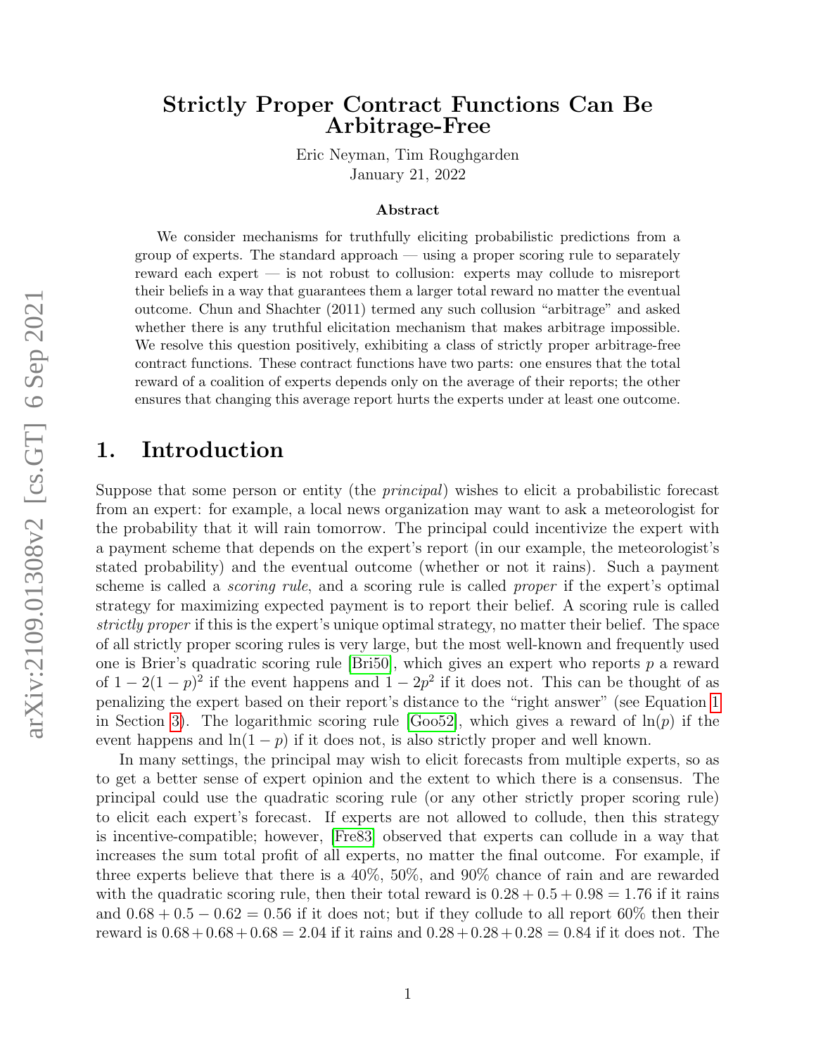# Strictly Proper Contract Functions Can Be Arbitrage-Free

Eric Neyman, Tim Roughgarden

January 21, 2022

### Abstract

We consider mechanisms for truthfully eliciting probabilistic predictions from a group of experts. The standard approach — using a proper scoring rule to separately reward each expert — is not robust to collusion: experts may collude to misreport their beliefs in a way that guarantees them a larger total reward no matter the eventual outcome. Chun and Shachter (2011) termed any such collusion "arbitrage" and asked whether there is any truthful elicitation mechanism that makes arbitrage impossible. We resolve this question positively, exhibiting a class of strictly proper arbitrage-free contract functions. These contract functions have two parts: one ensures that the total reward of a coalition of experts depends only on the average of their reports; the other ensures that changing this average report hurts the experts under at least one outcome.

## 1. Introduction

Suppose that some person or entity (the *principal*) wishes to elicit a probabilistic forecast from an expert: for example, a local news organization may want to ask a meteorologist for the probability that it will rain tomorrow. The principal could incentivize the expert with a payment scheme that depends on the expert's report (in our example, the meteorologist's stated probability) and the eventual outcome (whether or not it rains). Such a payment scheme is called a *scoring rule*, and a scoring rule is called *proper* if the expert's optimal strategy for maximizing expected payment is to report their belief. A scoring rule is called *strictly proper* if this is the expert's unique optimal strategy, no matter their belief. The space of all strictly proper scoring rules is very large, but the most well-known and frequently used one is Brier's quadratic scoring rule [Bri50], which gives an expert who reports $p$ a reward of $1 - 2(1-p)^2$ if the event happens and $1 - 2p^2$ if it does not. This can be thought of as penalizing the expert based on their report's distance to the "right answer" (see Equation 1 in Section 3). The logarithmic scoring rule [Goo52], which gives a reward of $\ln(p)$ if the event happens and $\ln(1-p)$ if it does not, is also strictly proper and well known.

In many settings, the principal may wish to elicit forecasts from multiple experts, so as to get a better sense of expert opinion and the extent to which there is a consensus. The principal could use the quadratic scoring rule (or any other strictly proper scoring rule) to elicit each expert's forecast. If experts are not allowed to collude, then this strategy is incentive-compatible; however, [Fre83] observed that experts can collude in a way that increases the sum total profit of all experts, no matter the final outcome. For example, if three experts believe that there is a 40%, 50%, and 90% chance of rain and are rewarded with the quadratic scoring rule, then their total reward is $0.28 + 0.5 + 0.98 = 1.76$ if it rains and $0.68 + 0.5 - 0.62 = 0.56$ if it does not; but if they collude to all report 60% then their reward is $0.68 + 0.68 + 0.68 = 2.04$ if it rains and $0.28 + 0.28 + 0.28 = 0.84$ if it does not. The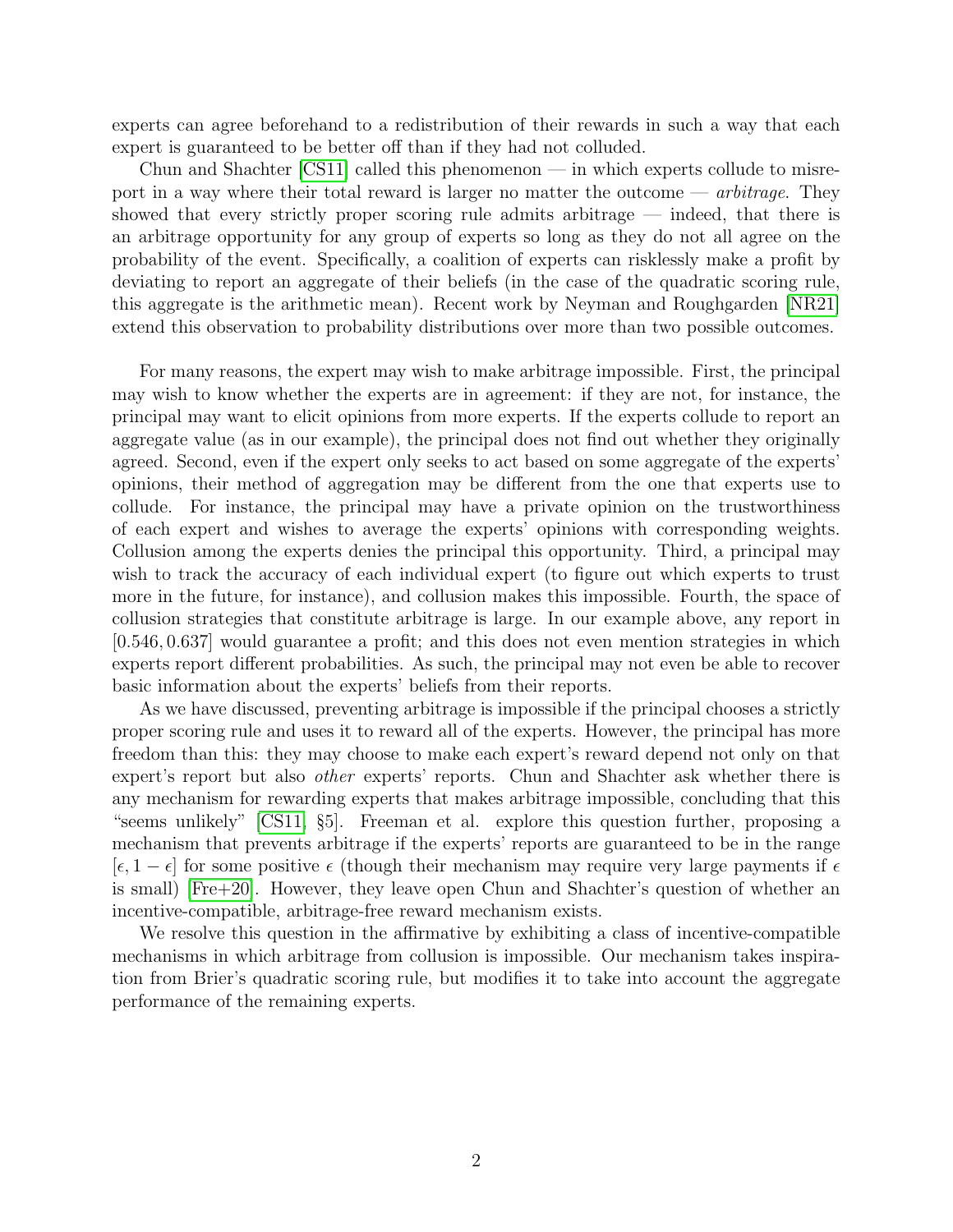experts can agree beforehand to a redistribution of their rewards in such a way that each expert is guaranteed to be better off than if they had not colluded.

Chun and Shachter [CS11] called this phenomenon — in which experts collude to misreport in a way where their total reward is larger no matter the outcome — *arbitrage*. They showed that every strictly proper scoring rule admits arbitrage — indeed, that there is an arbitrage opportunity for any group of experts so long as they do not all agree on the probability of the event. Specifically, a coalition of experts can risklessly make a profit by deviating to report an aggregate of their beliefs (in the case of the quadratic scoring rule, this aggregate is the arithmetic mean). Recent work by Neyman and Roughgarden [NR21] extend this observation to probability distributions over more than two possible outcomes.

For many reasons, the expert may wish to make arbitrage impossible. First, the principal may wish to know whether the experts are in agreement: if they are not, for instance, the principal may want to elicit opinions from more experts. If the experts collude to report an aggregate value (as in our example), the principal does not find out whether they originally agreed. Second, even if the expert only seeks to act based on some aggregate of the experts' opinions, their method of aggregation may be different from the one that experts use to collude. For instance, the principal may have a private opinion on the trustworthiness of each expert and wishes to average the experts' opinions with corresponding weights. Collusion among the experts denies the principal this opportunity. Third, a principal may wish to track the accuracy of each individual expert (to figure out which experts to trust more in the future, for instance), and collusion makes this impossible. Fourth, the space of collusion strategies that constitute arbitrage is large. In our example above, any report in $[0.546, 0.637]$ would guarantee a profit; and this does not even mention strategies in which experts report different probabilities. As such, the principal may not even be able to recover basic information about the experts' beliefs from their reports.

As we have discussed, preventing arbitrage is impossible if the principal chooses a strictly proper scoring rule and uses it to reward all of the experts. However, the principal has more freedom than this: they may choose to make each expert's reward depend not only on that expert's report but also *other* experts' reports. Chun and Shachter ask whether there is any mechanism for rewarding experts that makes arbitrage impossible, concluding that this "seems unlikely" [CS11, §5]. Freeman et al. explore this question further, proposing a mechanism that prevents arbitrage if the experts' reports are guaranteed to be in the range $[\epsilon, 1-\epsilon]$ for some positive $\epsilon$ (though their mechanism may require very large payments if $\epsilon$ is small) [Fre+20]. However, they leave open Chun and Shachter's question of whether an incentive-compatible, arbitrage-free reward mechanism exists.

We resolve this question in the affirmative by exhibiting a class of incentive-compatible mechanisms in which arbitrage from collusion is impossible. Our mechanism takes inspiration from Brier's quadratic scoring rule, but modifies it to take into account the aggregate performance of the remaining experts.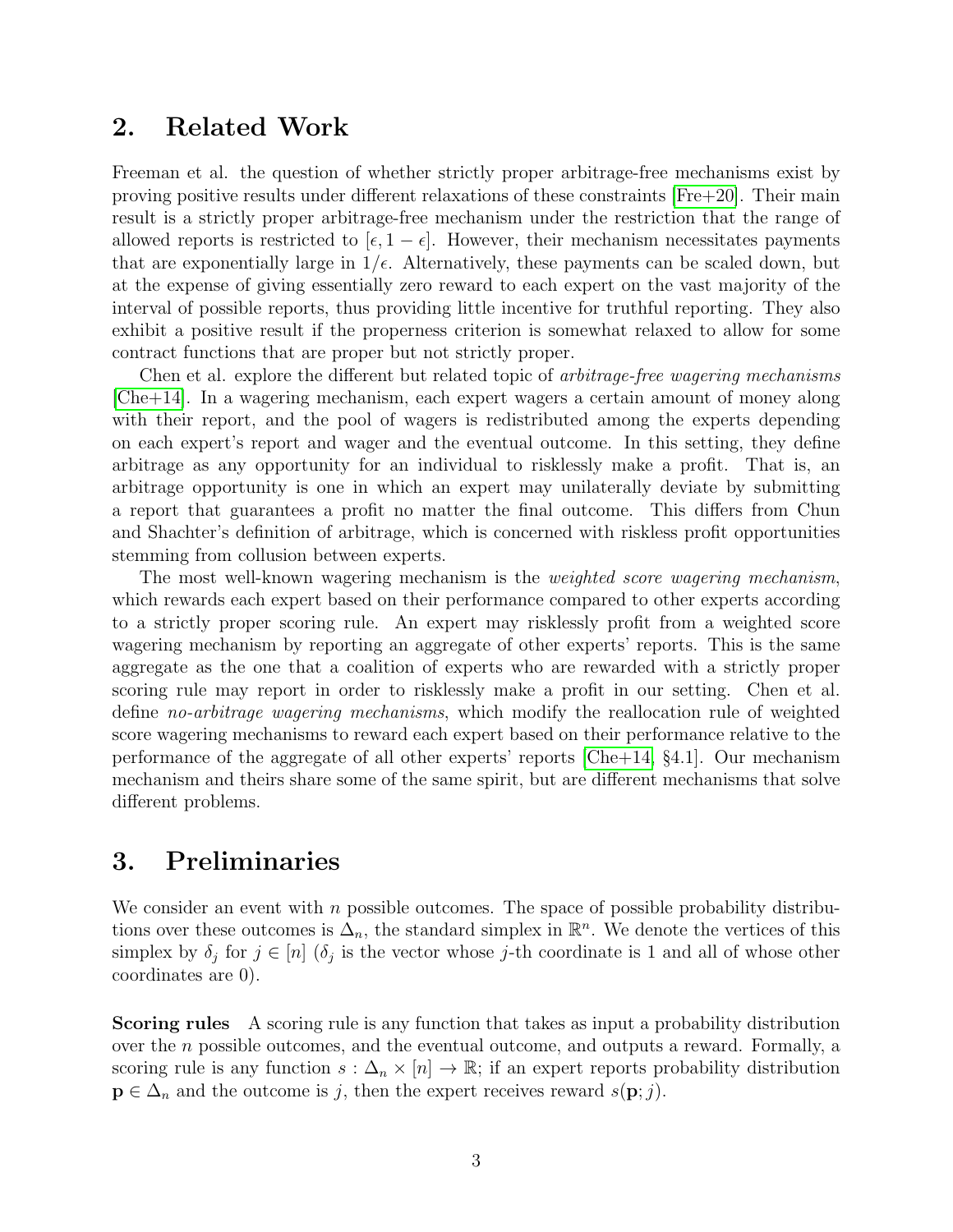## 2. Related Work

Freeman et al. the question of whether strictly proper arbitrage-free mechanisms exist by proving positive results under different relaxations of these constraints [Fre+20]. Their main result is a strictly proper arbitrage-free mechanism under the restriction that the range of allowed reports is restricted to $[\epsilon, 1 - \epsilon]$. However, their mechanism necessitates payments that are exponentially large in $1/\epsilon$. Alternatively, these payments can be scaled down, but at the expense of giving essentially zero reward to each expert on the vast majority of the interval of possible reports, thus providing little incentive for truthful reporting. They also exhibit a positive result if the properness criterion is somewhat relaxed to allow for some contract functions that are proper but not strictly proper.

Chen et al. explore the different but related topic of *arbitrage-free wagering mechanisms* [Che+14]. In a wagering mechanism, each expert wagers a certain amount of money along with their report, and the pool of wagers is redistributed among the experts depending on each expert's report and wager and the eventual outcome. In this setting, they define arbitrage as any opportunity for an individual to risklessly make a profit. That is, an arbitrage opportunity is one in which an expert may unilaterally deviate by submitting a report that guarantees a profit no matter the final outcome. This differs from Chun and Shachter's definition of arbitrage, which is concerned with riskless profit opportunities stemming from collusion between experts.

The most well-known wagering mechanism is the *weighted score wagering mechanism*, which rewards each expert based on their performance compared to other experts according to a strictly proper scoring rule. An expert may risklessly profit from a weighted score wagering mechanism by reporting an aggregate of other experts' reports. This is the same aggregate as the one that a coalition of experts who are rewarded with a strictly proper scoring rule may report in order to risklessly make a profit in our setting. Chen et al. define *no-arbitrage wagering mechanisms*, which modify the reallocation rule of weighted score wagering mechanisms to reward each expert based on their performance relative to the performance of the aggregate of all other experts' reports [Che+14, §4.1]. Our mechanism mechanism and theirs share some of the same spirit, but are different mechanisms that solve different problems.

## 3. Preliminaries

We consider an event with $n$ possible outcomes. The space of possible probability distributions over these outcomes is $\Delta_n$, the standard simplex in $\mathbb{R}^n$. We denote the vertices of this simplex by $\delta_j$ for $j \in [n]$ ($\delta_j$ is the vector whose $j$-th coordinate is 1 and all of whose other coordinates are 0).

**Scoring rules** A scoring rule is any function that takes as input a probability distribution over the $n$ possible outcomes, and the eventual outcome, and outputs a reward. Formally, a scoring rule is any function $s : \Delta_n \times [n] \to \mathbb{R}$; if an expert reports probability distribution $\mathbf{p} \in \Delta_n$ and the outcome is $j$, then the expert receives reward $s(\mathbf{p}; j)$.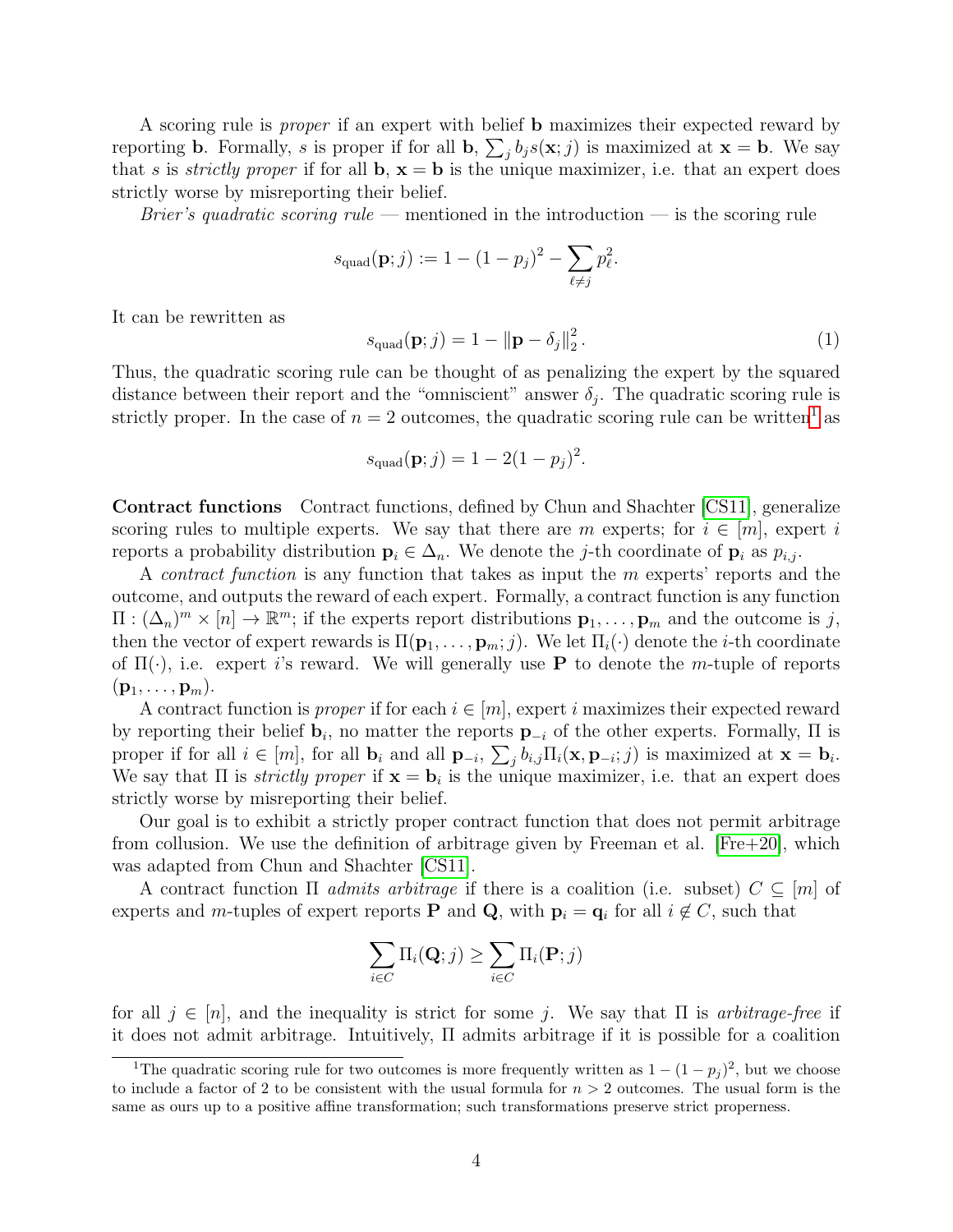A scoring rule is *proper* if an expert with belief $\mathbf{b}$ maximizes their expected reward by reporting $\mathbf{b}$. Formally, $s$ is proper if for all $\mathbf{b}$, $\sum_j b_j s(\mathbf{x}; j)$ is maximized at $\mathbf{x} = \mathbf{b}$. We say that $s$ is *strictly proper* if for all $\mathbf{b}$, $\mathbf{x} = \mathbf{b}$ is the unique maximizer, i.e. that an expert does strictly worse by misreporting their belief.

*Brier's quadratic scoring rule* — mentioned in the introduction — is the scoring rule

$$s_{\text{quad}}(\mathbf{p}; j) := 1 - (1 - p_j)^2 - \sum_{\ell \neq j} p_\ell^2.$$

It can be rewritten as

$$s_{\text{quad}}(\mathbf{p}; j) = 1 - \|\mathbf{p} - \delta_j\|_2^2. \tag{1}$$

Thus, the quadratic scoring rule can be thought of as penalizing the expert by the squared distance between their report and the "omniscient" answer $\delta_j$. The quadratic scoring rule is strictly proper. In the case of $n = 2$ outcomes, the quadratic scoring rule can be written[1] as

$$s_{\text{quad}}(\mathbf{p}; j) = 1 - 2(1 - p_j)^2.$$

**Contract functions** Contract functions, defined by Chun and Shachter [CS11], generalize scoring rules to multiple experts. We say that there are $m$ experts; for $i \in [m]$, expert $i$ reports a probability distribution $\mathbf{p}_i \in \Delta_n$. We denote the $j$-th coordinate of $\mathbf{p}_i$ as $p_{i,j}$.

A *contract function* is any function that takes as input the $m$ experts' reports and the outcome, and outputs the reward of each expert. Formally, a contract function is any function $\Pi : (\Delta_n)^m \times [n] \to \mathbb{R}^m$; if the experts report distributions $\mathbf{p}_1, \dots, \mathbf{p}_m$ and the outcome is $j$, then the vector of expert rewards is $\Pi(\mathbf{p}_1, \dots, \mathbf{p}_m; j)$. We let $\Pi_i(\cdot)$ denote the $i$-th coordinate of $\Pi(\cdot)$, i.e. expert $i$'s reward. We will generally use $\mathbf{P}$ to denote the $m$-tuple of reports $(\mathbf{p}_1, \dots, \mathbf{p}_m)$.

A contract function is *proper* if for each $i \in [m]$, expert $i$ maximizes their expected reward by reporting their belief $\mathbf{b}_i$, no matter the reports $\mathbf{p}_{-i}$ of the other experts. Formally, $\Pi$ is proper if for all $i \in [m]$, for all $\mathbf{b}_i$ and all $\mathbf{p}_{-i}$, $\sum_j b_{i,j} \Pi_i(\mathbf{x}, \mathbf{p}_{-i}; j)$ is maximized at $\mathbf{x} = \mathbf{b}_i$. We say that $\Pi$ is *strictly proper* if $\mathbf{x} = \mathbf{b}_i$ is the unique maximizer, i.e. that an expert does strictly worse by misreporting their belief.

Our goal is to exhibit a strictly proper contract function that does not permit arbitrage from collusion. We use the definition of arbitrage given by Freeman et al. [Fre+20], which was adapted from Chun and Shachter [CS11].

A contract function $\Pi$ *admits arbitrage* if there is a coalition (i.e. subset) $C \subseteq [m]$ of experts and $m$-tuples of expert reports $\mathbf{P}$ and $\mathbf{Q}$, with $\mathbf{p}_i = \mathbf{q}_i$ for all $i \notin C$, such that

$$\sum_{i \in C} \Pi_i(\mathbf{Q}; j) \geq \sum_{i \in C} \Pi_i(\mathbf{P}; j)$$

for all $j \in [n]$, and the inequality is strict for some $j$. We say that $\Pi$ is *arbitrage-free* if it does not admit arbitrage. Intuitively, $\Pi$ admits arbitrage if it is possible for a coalition

[1] The quadratic scoring rule for two outcomes is more frequently written as $1 - (1 - p_j)^2$, but we choose to include a factor of 2 to be consistent with the usual formula for $n > 2$ outcomes. The usual form is the same as ours up to a positive affine transformation; such transformations preserve strict properness.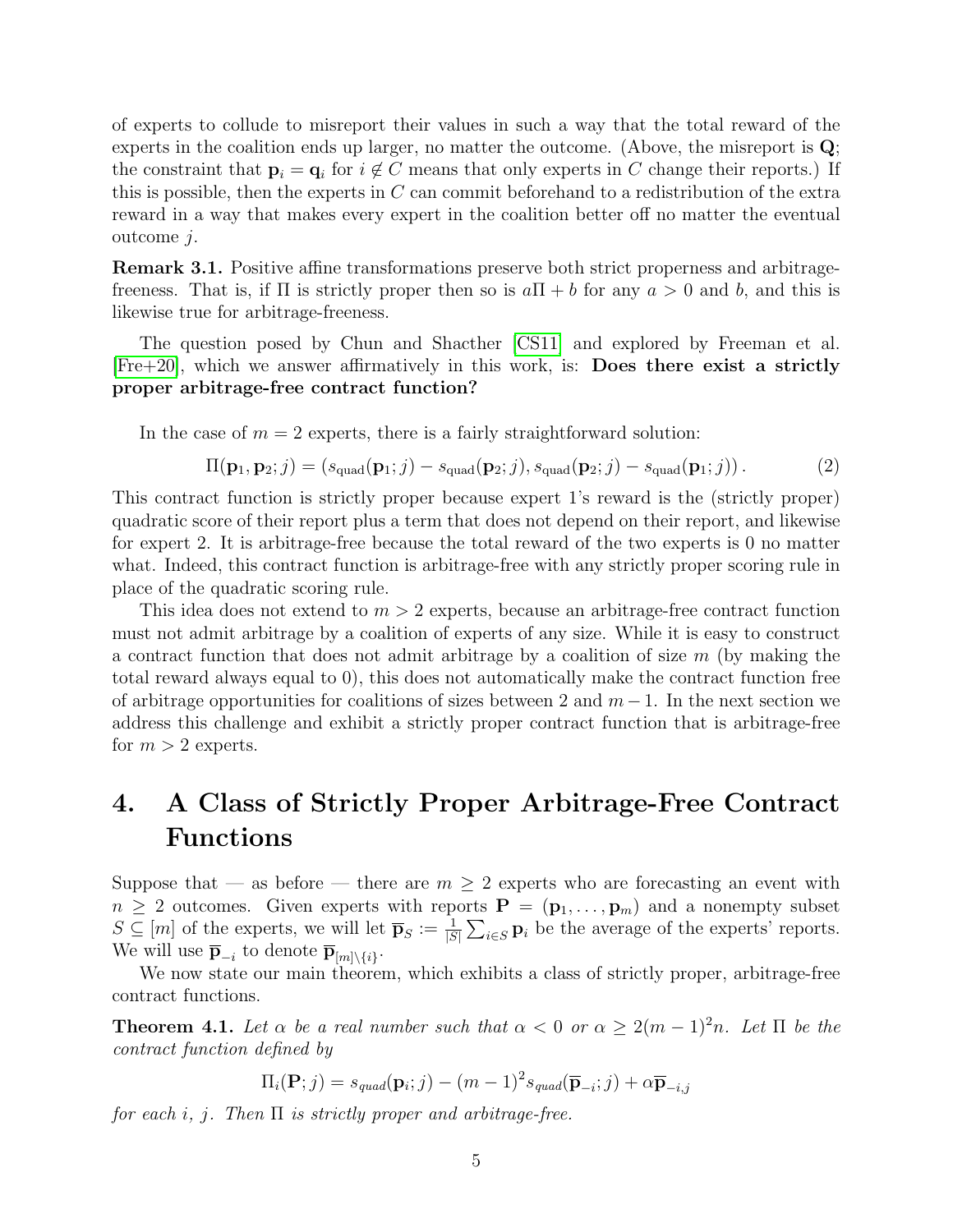of experts to collude to misreport their values in such a way that the total reward of the experts in the coalition ends up larger, no matter the outcome. (Above, the misreport is $\mathbf{Q}$; the constraint that $\mathbf{p}_i = \mathbf{q}_i$ for $i \notin C$ means that only experts in $C$ change their reports.) If this is possible, then the experts in $C$ can commit beforehand to a redistribution of the extra reward in a way that makes every expert in the coalition better off no matter the eventual outcome $j$.

**Remark 3.1.** Positive affine transformations preserve both strict properness and arbitrage-freeness. That is, if $\Pi$ is strictly proper then so is $a\Pi + b$ for any $a > 0$ and $b$, and this is likewise true for arbitrage-freeness.

The question posed by Chun and Shacther [CS11] and explored by Freeman et al. [Fre+20], which we answer affirmatively in this work, is: **Does there exist a strictly proper arbitrage-free contract function?**

In the case of $m = 2$ experts, there is a fairly straightforward solution:

$$\Pi(\mathbf{p}_1, \mathbf{p}_2; j) = \left(s_{\text{quad}}(\mathbf{p}_1; j) - s_{\text{quad}}(\mathbf{p}_2; j), s_{\text{quad}}(\mathbf{p}_2; j) - s_{\text{quad}}(\mathbf{p}_1; j)\right). \tag{2}$$

This contract function is strictly proper because expert 1's reward is the (strictly proper) quadratic score of their report plus a term that does not depend on their report, and likewise for expert 2. It is arbitrage-free because the total reward of the two experts is 0 no matter what. Indeed, this contract function is arbitrage-free with any strictly proper scoring rule in place of the quadratic scoring rule.

This idea does not extend to $m > 2$ experts, because an arbitrage-free contract function must not admit arbitrage by a coalition of experts of any size. While it is easy to construct a contract function that does not admit arbitrage by a coalition of size $m$ (by making the total reward always equal to 0), this does not automatically make the contract function free of arbitrage opportunities for coalitions of sizes between 2 and $m - 1$. In the next section we address this challenge and exhibit a strictly proper contract function that is arbitrage-free for $m > 2$ experts.

# 4. A Class of Strictly Proper Arbitrage-Free Contract Functions

Suppose that — as before — there are $m \geq 2$ experts who are forecasting an event with $n \geq 2$ outcomes. Given experts with reports $\mathbf{P} = (\mathbf{p}_1, \ldots, \mathbf{p}_m)$ and a nonempty subset $S \subseteq [m]$ of the experts, we will let $\overline{\mathbf{p}}_S := \frac{1}{|S|} \sum_{i \in S} \mathbf{p}_i$ be the average of the experts' reports. We will use $\overline{\mathbf{p}}_{-i}$ to denote $\overline{\mathbf{p}}_{[m] \setminus \{i\}}$.

We now state our main theorem, which exhibits a class of strictly proper, arbitrage-free contract functions.

**Theorem 4.1.** *Let $\alpha$ be a real number such that $\alpha < 0$ or $\alpha \geq 2(m-1)^2 n$. Let $\Pi$ be the contract function defined by*

$$\Pi_i(\mathbf{P}; j) = s_{quad}(\mathbf{p}_i; j) - (m-1)^2 s_{quad}(\overline{\mathbf{p}}_{-i}; j) + \alpha \overline{\mathbf{p}}_{-i,j}$$

*for each $i$, $j$. Then $\Pi$ is strictly proper and arbitrage-free.*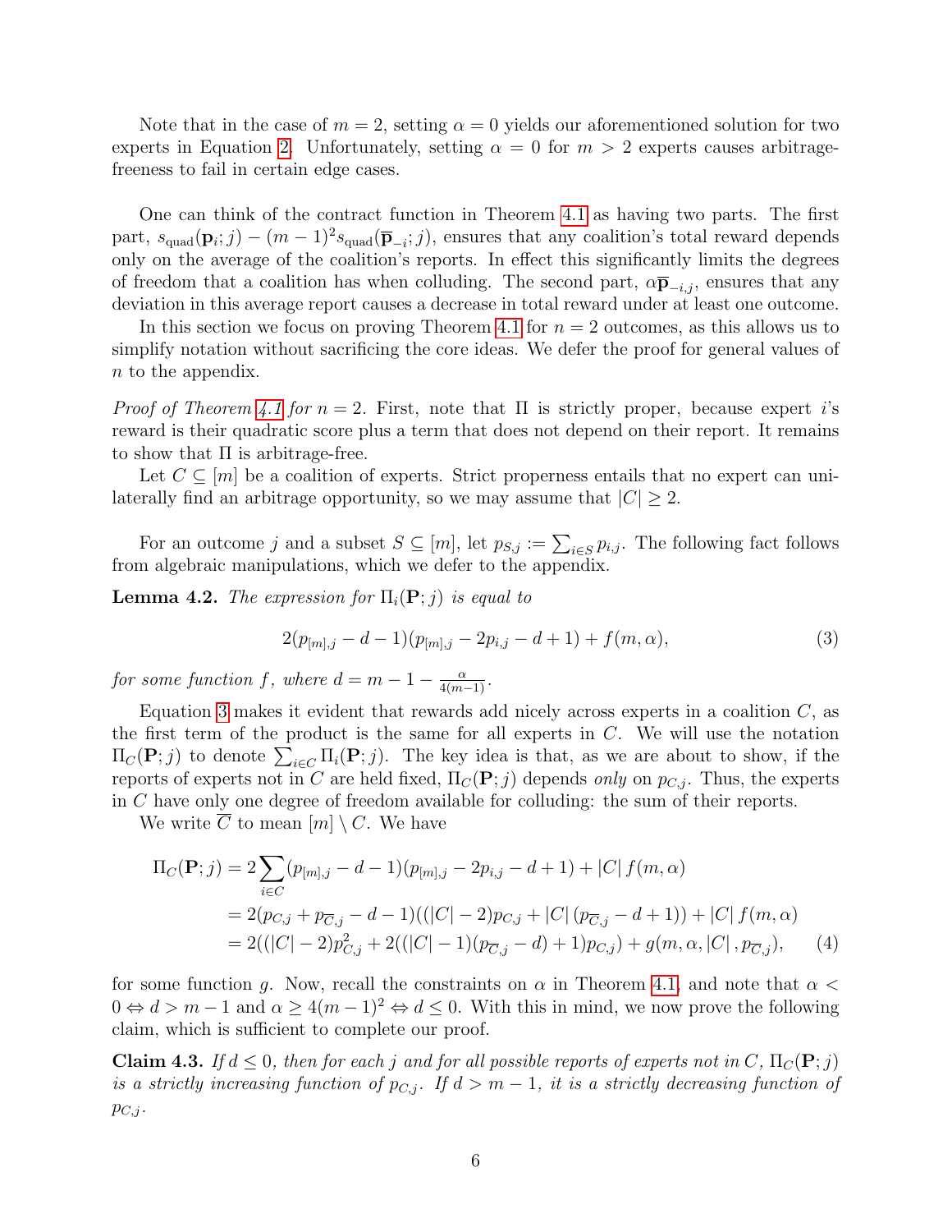Note that in the case of $m = 2$, setting $\alpha = 0$ yields our aforementioned solution for two experts in Equation 2. Unfortunately, setting $\alpha = 0$ for $m > 2$ experts causes arbitrage-freeness to fail in certain edge cases.

One can think of the contract function in Theorem 4.1 as having two parts. The first part, $s_{\text{quad}}(\mathbf{p}_i; j) - (m-1)^2 s_{\text{quad}}(\overline{\mathbf{p}}_{-i}; j)$, ensures that any coalition's total reward depends only on the average of the coalition's reports. In effect this significantly limits the degrees of freedom that a coalition has when colluding. The second part, $\alpha \overline{\mathbf{p}}_{-i,j}$, ensures that any deviation in this average report causes a decrease in total reward under at least one outcome.

In this section we focus on proving Theorem 4.1 for $n = 2$ outcomes, as this allows us to simplify notation without sacrificing the core ideas. We defer the proof for general values of $n$ to the appendix.

*Proof of Theorem 4.1 for $n = 2$.* First, note that $\Pi$ is strictly proper, because expert $i$'s reward is their quadratic score plus a term that does not depend on their report. It remains to show that $\Pi$ is arbitrage-free.

Let $C \subseteq [m]$ be a coalition of experts. Strict properness entails that no expert can unilaterally find an arbitrage opportunity, so we may assume that $|C| \geq 2$.

For an outcome $j$ and a subset $S \subseteq [m]$, let $p_{S,j} := \sum_{i \in S} p_{i,j}$. The following fact follows from algebraic manipulations, which we defer to the appendix.

**Lemma 4.2.** *The expression for $\Pi_i(\mathbf{P}; j)$ is equal to*

$$2(p_{[m],j} - d - 1)(p_{[m],j} - 2p_{i,j} - d + 1) + f(m, \alpha), \tag{3}$$

*for some function $f$, where $d = m - 1 - \frac{\alpha}{4(m-1)}$.*

Equation 3 makes it evident that rewards add nicely across experts in a coalition $C$, as the first term of the product is the same for all experts in $C$. We will use the notation $\Pi_C(\mathbf{P}; j)$ to denote $\sum_{i \in C} \Pi_i(\mathbf{P}; j)$. The key idea is that, as we are about to show, if the reports of experts not in $C$ are held fixed, $\Pi_C(\mathbf{P}; j)$ depends *only* on $p_{C,j}$. Thus, the experts in $C$ have only one degree of freedom available for colluding: the sum of their reports.

We write $\overline{C}$ to mean $[m] \setminus C$. We have

$$\begin{aligned}
\Pi_C(\mathbf{P}; j) &= 2 \sum_{i \in C} (p_{[m],j} - d - 1)(p_{[m],j} - 2p_{i,j} - d + 1) + |C| \, f(m, \alpha) \\
&= 2(p_{C,j} + p_{\overline{C},j} - d - 1)((|C| - 2)p_{C,j} + |C| \, (p_{\overline{C},j} - d + 1)) + |C| \, f(m, \alpha) \\
&= 2((|C| - 2)p_{C,j}^2 + 2((|C| - 1)(p_{\overline{C},j} - d) + 1)p_{C,j}) + g(m, \alpha, |C| \, , p_{\overline{C},j}),
\end{aligned} \tag{4}$$

for some function $g$. Now, recall the constraints on $\alpha$ in Theorem 4.1, and note that $\alpha < 0 \Leftrightarrow d > m - 1$ and $\alpha \geq 4(m-1)^2 \Leftrightarrow d \leq 0$. With this in mind, we now prove the following claim, which is sufficient to complete our proof.

**Claim 4.3.** *If $d \leq 0$, then for each $j$ and for all possible reports of experts not in $C$, $\Pi_C(\mathbf{P}; j)$ is a strictly increasing function of $p_{C,j}$. If $d > m - 1$, it is a strictly decreasing function of $p_{C,j}$.*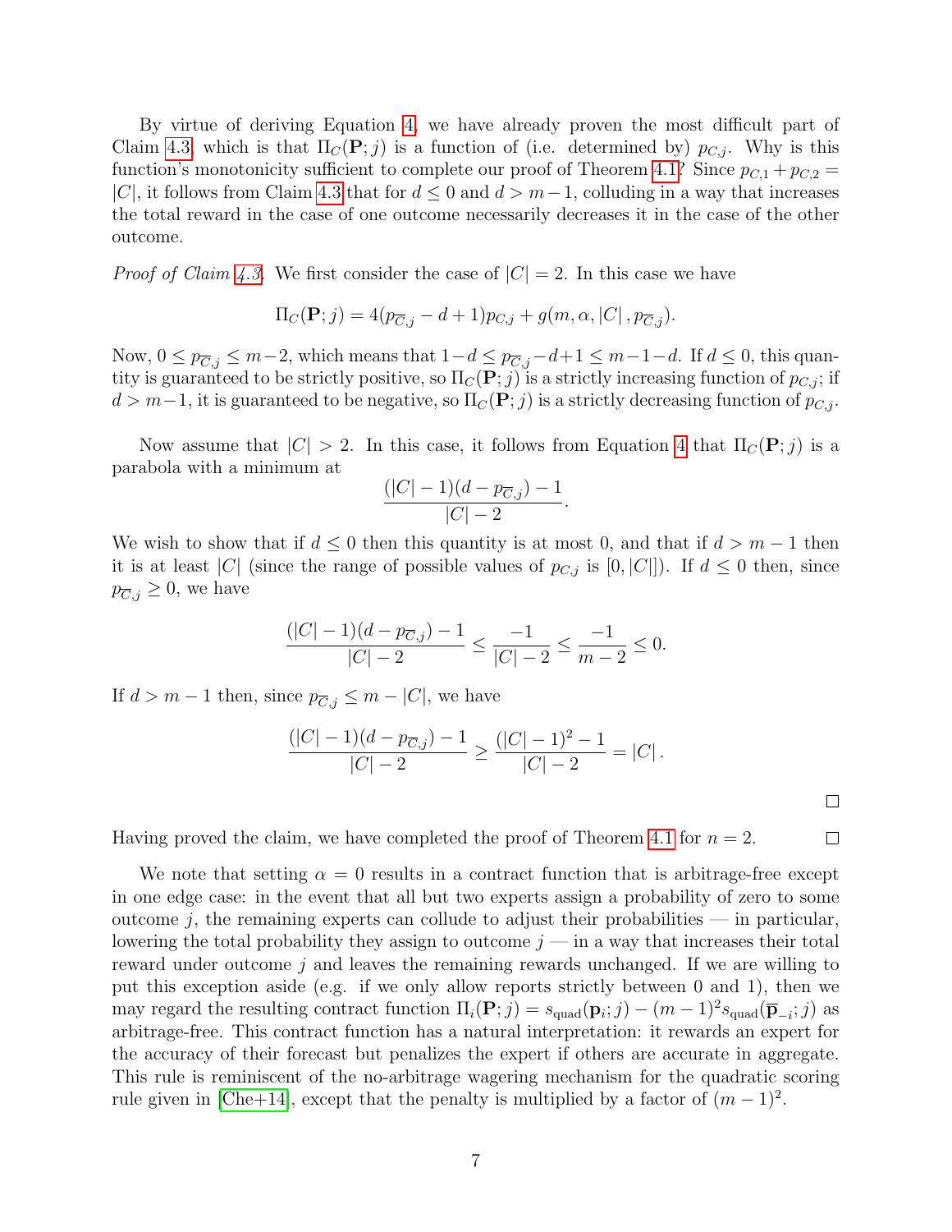By virtue of deriving Equation 4, we have already proven the most difficult part of Claim 4.3, which is that $\Pi_C(\mathbf{P}; j)$ is a function of (i.e. determined by) $p_{C,j}$. Why is this function's monotonicity sufficient to complete our proof of Theorem 4.1? Since $p_{C,1} + p_{C,2} = |C|$, it follows from Claim 4.3 that for $d \le 0$ and $d > m-1$, colluding in a way that increases the total reward in the case of one outcome necessarily decreases it in the case of the other outcome.

*Proof of Claim 4.3.* We first consider the case of $|C| = 2$. In this case we have

$$\Pi_C(\mathbf{P}; j) = 4(p_{\overline{C},j} - d + 1)p_{C,j} + g(m, \alpha, |C|, p_{\overline{C},j}).$$

Now, $0 \le p_{\overline{C},j} \le m-2$, which means that $1-d \le p_{\overline{C},j} - d + 1 \le m-1-d$. If $d \le 0$, this quantity is guaranteed to be strictly positive, so $\Pi_C(\mathbf{P}; j)$ is a strictly increasing function of $p_{C,j}$; if $d > m-1$, it is guaranteed to be negative, so $\Pi_C(\mathbf{P}; j)$ is a strictly decreasing function of $p_{C,j}$.

Now assume that $|C| > 2$. In this case, it follows from Equation 4 that $\Pi_C(\mathbf{P}; j)$ is a parabola with a minimum at

$$\frac{(|C|-1)(d - p_{\overline{C},j}) - 1}{|C| - 2}.$$

We wish to show that if $d \le 0$ then this quantity is at most 0, and that if $d > m-1$ then it is at least $|C|$ (since the range of possible values of $p_{C,j}$ is $[0, |C|]$). If $d \le 0$ then, since $p_{\overline{C},j} \ge 0$, we have

$$\frac{(|C|-1)(d - p_{\overline{C},j}) - 1}{|C| - 2} \le \frac{-1}{|C|-2} \le \frac{-1}{m-2} \le 0.$$

If $d > m-1$ then, since $p_{\overline{C},j} \le m - |C|$, we have

$$\frac{(|C|-1)(d - p_{\overline{C},j}) - 1}{|C| - 2} \ge \frac{(|C|-1)^2 - 1}{|C|-2} = |C|.$$

$\square$

Having proved the claim, we have completed the proof of Theorem 4.1 for $n = 2$. $\square$

We note that setting $\alpha = 0$ results in a contract function that is arbitrage-free except in one edge case: in the event that all but two experts assign a probability of zero to some outcome $j$, the remaining experts can collude to adjust their probabilities — in particular, lowering the total probability they assign to outcome $j$ — in a way that increases their total reward under outcome $j$ and leaves the remaining rewards unchanged. If we are willing to put this exception aside (e.g. if we only allow reports strictly between 0 and 1), then we may regard the resulting contract function $\Pi_i(\mathbf{P}; j) = s_{\text{quad}}(\mathbf{p}_i; j) - (m-1)^2 s_{\text{quad}}(\overline{\mathbf{p}}_{-i}; j)$ as arbitrage-free. This contract function has a natural interpretation: it rewards an expert for the accuracy of their forecast but penalizes the expert if others are accurate in aggregate. This rule is reminiscent of the no-arbitrage wagering mechanism for the quadratic scoring rule given in [Che+14], except that the penalty is multiplied by a factor of $(m-1)^2$.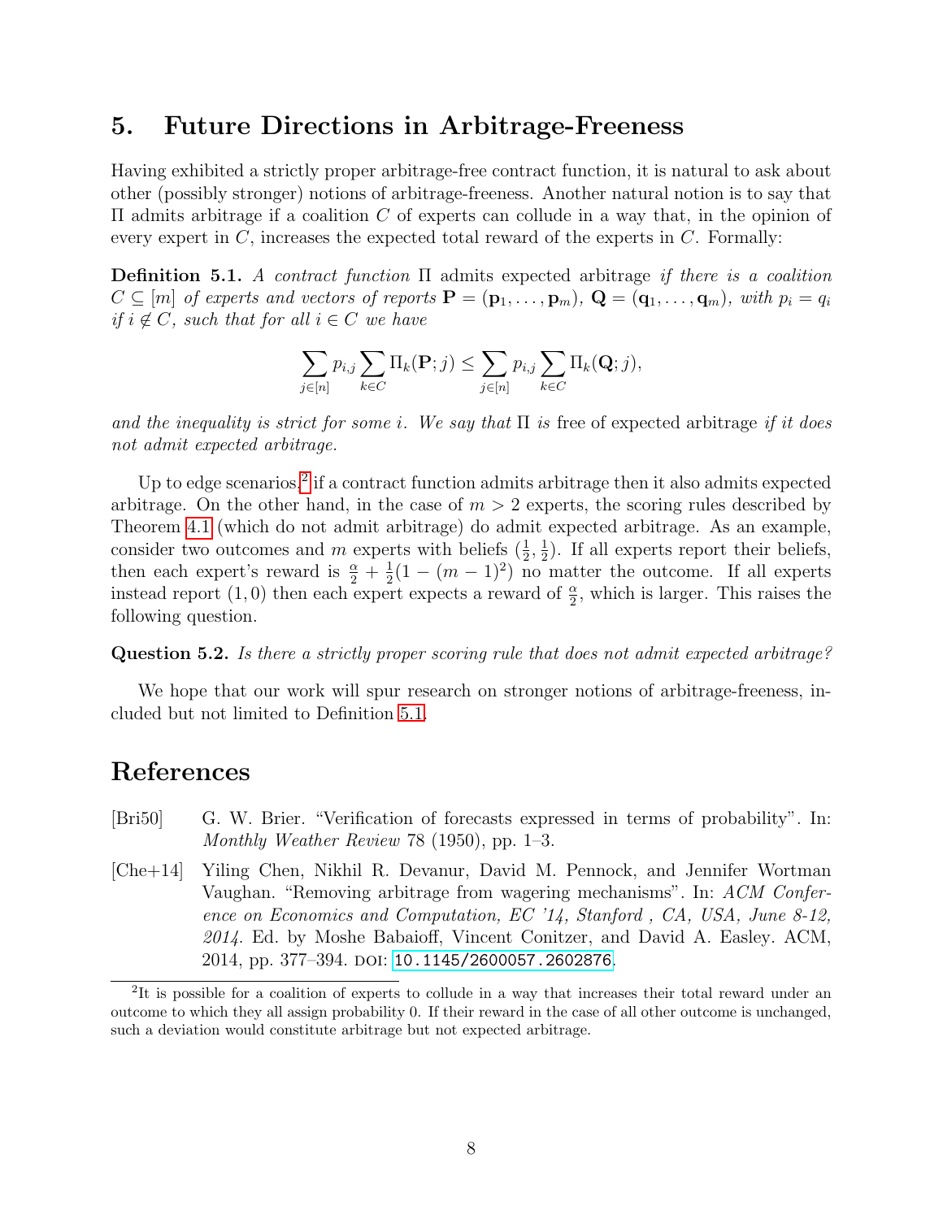## 5. Future Directions in Arbitrage-Freeness

Having exhibited a strictly proper arbitrage-free contract function, it is natural to ask about other (possibly stronger) notions of arbitrage-freeness. Another natural notion is to say that $\Pi$ admits arbitrage if a coalition $C$ of experts can collude in a way that, in the opinion of every expert in $C$, increases the expected total reward of the experts in $C$. Formally:

**Definition 5.1.** *A contract function* $\Pi$ admits expected arbitrage *if there is a coalition $C \subseteq [m]$ of experts and vectors of reports $\mathbf{P} = (\mathbf{p}_1, \ldots, \mathbf{p}_m)$, $\mathbf{Q} = (\mathbf{q}_1, \ldots, \mathbf{q}_m)$, with $p_i = q_i$ if $i \notin C$, such that for all $i \in C$ we have*

$$\sum_{j \in [n]} p_{i,j} \sum_{k \in C} \Pi_k(\mathbf{P}; j) \leq \sum_{j \in [n]} p_{i,j} \sum_{k \in C} \Pi_k(\mathbf{Q}; j),$$

*and the inequality is strict for some $i$. We say that $\Pi$ is* free of expected arbitrage *if it does not admit expected arbitrage.*

Up to edge scenarios,[2] if a contract function admits arbitrage then it also admits expected arbitrage. On the other hand, in the case of $m > 2$ experts, the scoring rules described by Theorem 4.1 (which do not admit arbitrage) do admit expected arbitrage. As an example, consider two outcomes and $m$ experts with beliefs $(\frac{1}{2}, \frac{1}{2})$. If all experts report their beliefs, then each expert's reward is $\frac{\alpha}{2} + \frac{1}{2}(1 - (m-1)^2)$ no matter the outcome. If all experts instead report $(1, 0)$ then each expert expects a reward of $\frac{\alpha}{2}$, which is larger. This raises the following question.

**Question 5.2.** *Is there a strictly proper scoring rule that does not admit expected arbitrage?*

We hope that our work will spur research on stronger notions of arbitrage-freeness, included but not limited to Definition 5.1.

# References

[Bri50] G. W. Brier. "Verification of forecasts expressed in terms of probability". In: *Monthly Weather Review* 78 (1950), pp. 1–3.

[Che+14] Yiling Chen, Nikhil R. Devanur, David M. Pennock, and Jennifer Wortman Vaughan. "Removing arbitrage from wagering mechanisms". In: *ACM Conference on Economics and Computation, EC '14, Stanford , CA, USA, June 8-12, 2014*. Ed. by Moshe Babaioff, Vincent Conitzer, and David A. Easley. ACM, 2014, pp. 377–394. DOI: 10.1145/2600057.2602876.

[2] It is possible for a coalition of experts to collude in a way that increases their total reward under an outcome to which they all assign probability 0. If their reward in the case of all other outcome is unchanged, such a deviation would constitute arbitrage but not expected arbitrage.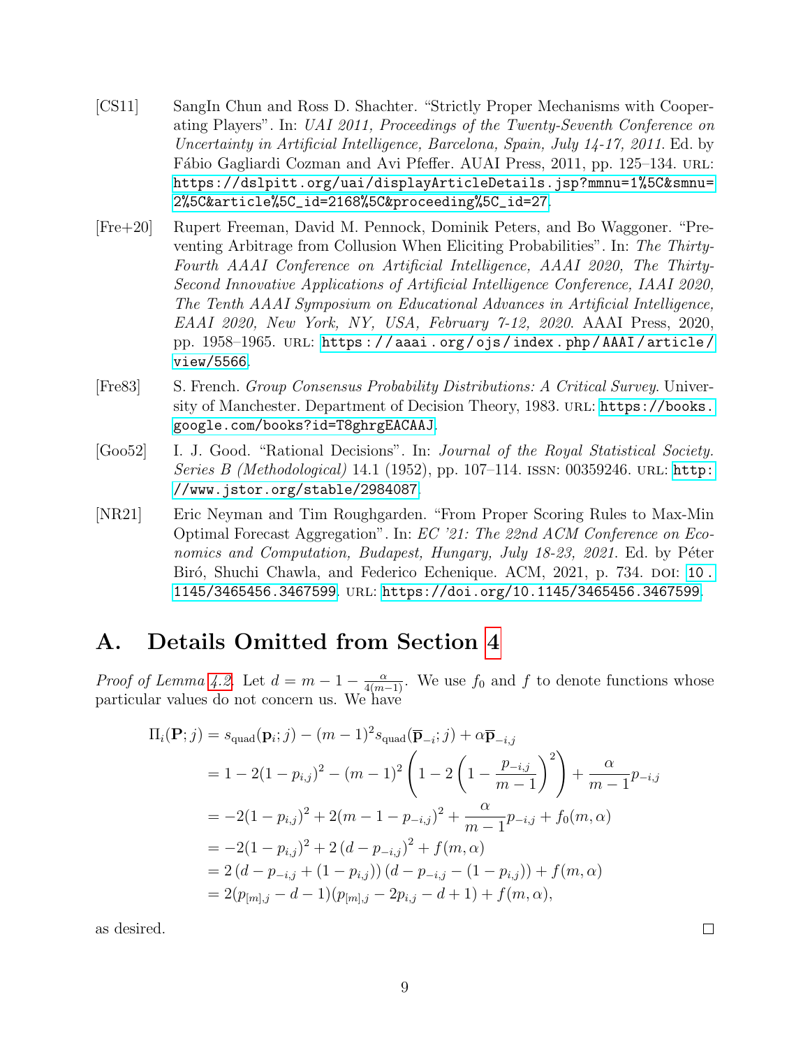[CS11] SangIn Chun and Ross D. Shachter. “Strictly Proper Mechanisms with Cooperating Players”. In: *UAI 2011, Proceedings of the Twenty-Seventh Conference on Uncertainty in Artificial Intelligence, Barcelona, Spain, July 14-17, 2011*. Ed. by Fábio Gagliardi Cozman and Avi Pfeffer. AUAI Press, 2011, pp. 125–134. URL: https://dslpitt.org/uai/displayArticleDetails.jsp?mmnu=1%5C&smnu=2%5C&article%5C_id=2168%5C&proceeding%5C_id=27.

[Fre+20] Rupert Freeman, David M. Pennock, Dominik Peters, and Bo Waggoner. “Preventing Arbitrage from Collusion When Eliciting Probabilities”. In: *The Thirty-Fourth AAAI Conference on Artificial Intelligence, AAAI 2020, The Thirty-Second Innovative Applications of Artificial Intelligence Conference, IAAI 2020, The Tenth AAAI Symposium on Educational Advances in Artificial Intelligence, EAAI 2020, New York, NY, USA, February 7-12, 2020*. AAAI Press, 2020, pp. 1958–1965. URL: https://aaai.org/ojs/index.php/AAAI/article/view/5566.

[Fre83] S. French. *Group Consensus Probability Distributions: A Critical Survey*. University of Manchester. Department of Decision Theory, 1983. URL: https://books.google.com/books?id=T8ghrgEACAAJ.

[Goo52] I. J. Good. “Rational Decisions”. In: *Journal of the Royal Statistical Society. Series B (Methodological)* 14.1 (1952), pp. 107–114. ISSN: 00359246. URL: http://www.jstor.org/stable/2984087.

[NR21] Eric Neyman and Tim Roughgarden. “From Proper Scoring Rules to Max-Min Optimal Forecast Aggregation”. In: *EC ’21: The 22nd ACM Conference on Economics and Computation, Budapest, Hungary, July 18-23, 2021*. Ed. by Péter Biró, Shuchi Chawla, and Federico Echenique. ACM, 2021, p. 734. DOI: 10.1145/3465456.3467599. URL: https://doi.org/10.1145/3465456.3467599.

# A. Details Omitted from Section 4

*Proof of Lemma 4.2.* Let $d = m - 1 - \frac{\alpha}{4(m-1)}$. We use $f_0$ and $f$ to denote functions whose particular values do not concern us. We have

$$
\begin{aligned}
\Pi_i(\mathbf{P}; j) &= s_{\text{quad}}(\mathbf{p}_i; j) - (m-1)^2 s_{\text{quad}}(\overline{\mathbf{p}}_{-i}; j) + \alpha \overline{\mathbf{p}}_{-i,j} \\
&= 1 - 2(1 - p_{i,j})^2 - (m-1)^2 \left(1 - 2\left(1 - \frac{p_{-i,j}}{m-1}\right)^2\right) + \frac{\alpha}{m-1} p_{-i,j} \\
&= -2(1 - p_{i,j})^2 + 2(m - 1 - p_{-i,j})^2 + \frac{\alpha}{m-1} p_{-i,j} + f_0(m, \alpha) \\
&= -2(1 - p_{i,j})^2 + 2\left(d - p_{-i,j}\right)^2 + f(m, \alpha) \\
&= 2\left(d - p_{-i,j} + (1 - p_{i,j})\right)\left(d - p_{-i,j} - (1 - p_{i,j})\right) + f(m, \alpha) \\
&= 2(p_{[m],j} - d - 1)(p_{[m],j} - 2p_{i,j} - d + 1) + f(m, \alpha),
\end{aligned}
$$

as desired. ◻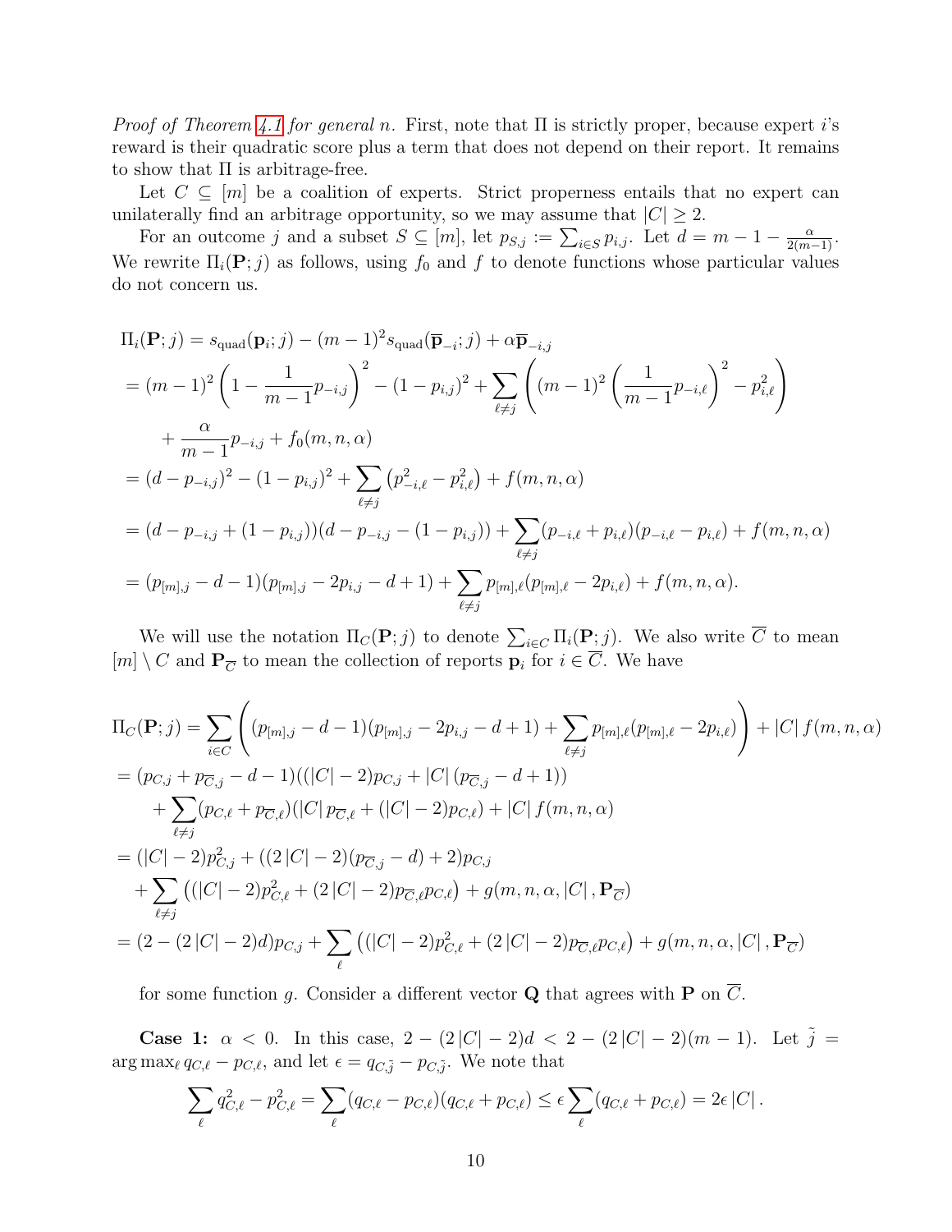*Proof of Theorem 4.1 for general $n$.* First, note that $\Pi$ is strictly proper, because expert $i$'s reward is their quadratic score plus a term that does not depend on their report. It remains to show that $\Pi$ is arbitrage-free.

Let $C \subseteq [m]$ be a coalition of experts. Strict properness entails that no expert can unilaterally find an arbitrage opportunity, so we may assume that $|C| \geq 2$.

For an outcome $j$ and a subset $S \subseteq [m]$, let $p_{S,j} := \sum_{i \in S} p_{i,j}$. Let $d = m - 1 - \frac{\alpha}{2(m-1)}$. We rewrite $\Pi_i(\mathbf{P}; j)$ as follows, using $f_0$ and $f$ to denote functions whose particular values do not concern us.

$$
\begin{aligned}
\Pi_i(\mathbf{P}; j) &= s_{\text{quad}}(\mathbf{p}_i; j) - (m-1)^2 s_{\text{quad}}(\overline{\mathbf{p}}_{-i}; j) + \alpha \overline{\mathbf{p}}_{-i,j} \\
&= (m-1)^2 \left(1 - \frac{1}{m-1} p_{-i,j}\right)^2 - (1 - p_{i,j})^2 + \sum_{\ell \neq j} \left((m-1)^2 \left(\frac{1}{m-1} p_{-i,\ell}\right)^2 - p_{i,\ell}^2\right) \\
&\quad + \frac{\alpha}{m-1} p_{-i,j} + f_0(m, n, \alpha) \\
&= (d - p_{-i,j})^2 - (1 - p_{i,j})^2 + \sum_{\ell \neq j} \left(p_{-i,\ell}^2 - p_{i,\ell}^2\right) + f(m, n, \alpha) \\
&= (d - p_{-i,j} + (1 - p_{i,j}))(d - p_{-i,j} - (1 - p_{i,j})) + \sum_{\ell \neq j} (p_{-i,\ell} + p_{i,\ell})(p_{-i,\ell} - p_{i,\ell}) + f(m, n, \alpha) \\
&= (p_{[m],j} - d - 1)(p_{[m],j} - 2p_{i,j} - d + 1) + \sum_{\ell \neq j} p_{[m],\ell}(p_{[m],\ell} - 2p_{i,\ell}) + f(m, n, \alpha).
\end{aligned}
$$

We will use the notation $\Pi_C(\mathbf{P}; j)$ to denote $\sum_{i \in C} \Pi_i(\mathbf{P}; j)$. We also write $\overline{C}$ to mean $[m] \setminus C$ and $\mathbf{P}_{\overline{C}}$ to mean the collection of reports $\mathbf{p}_i$ for $i \in \overline{C}$. We have

$$
\begin{aligned}
\Pi_C(\mathbf{P}; j) &= \sum_{i \in C} \left((p_{[m],j} - d - 1)(p_{[m],j} - 2p_{i,j} - d + 1) + \sum_{\ell \neq j} p_{[m],\ell}(p_{[m],\ell} - 2p_{i,\ell})\right) + |C| \, f(m, n, \alpha) \\
&= (p_{C,j} + p_{\overline{C},j} - d - 1)((|C| - 2)p_{C,j} + |C| \, (p_{\overline{C},j} - d + 1)) \\
&\quad + \sum_{\ell \neq j} (p_{C,\ell} + p_{\overline{C},\ell})(|C| \, p_{\overline{C},\ell} + (|C| - 2)p_{C,\ell}) + |C| \, f(m, n, \alpha) \\
&= (|C| - 2)p_{C,j}^2 + ((2\,|C| - 2)(p_{\overline{C},j} - d) + 2)p_{C,j} \\
&\quad + \sum_{\ell \neq j} \left((|C| - 2)p_{C,\ell}^2 + (2\,|C| - 2)p_{\overline{C},\ell} p_{C,\ell}\right) + g(m, n, \alpha, |C|, \mathbf{P}_{\overline{C}}) \\
&= (2 - (2\,|C| - 2)d)p_{C,j} + \sum_{\ell} \left((|C| - 2)p_{C,\ell}^2 + (2\,|C| - 2)p_{\overline{C},\ell} p_{C,\ell}\right) + g(m, n, \alpha, |C|, \mathbf{P}_{\overline{C}})
\end{aligned}
$$

for some function $g$. Consider a different vector $\mathbf{Q}$ that agrees with $\mathbf{P}$ on $\overline{C}$.

**Case 1:** $\alpha < 0$. In this case, $2 - (2\,|C| - 2)d < 2 - (2\,|C| - 2)(m - 1)$. Let $\tilde{j} = \arg\max_{\ell} q_{C,\ell} - p_{C,\ell}$, and let $\epsilon = q_{C,\tilde{j}} - p_{C,\tilde{j}}$. We note that

$$
\sum_{\ell} q_{C,\ell}^2 - p_{C,\ell}^2 = \sum_{\ell} (q_{C,\ell} - p_{C,\ell})(q_{C,\ell} + p_{C,\ell}) \leq \epsilon \sum_{\ell} (q_{C,\ell} + p_{C,\ell}) = 2\epsilon \, |C| \, .
$$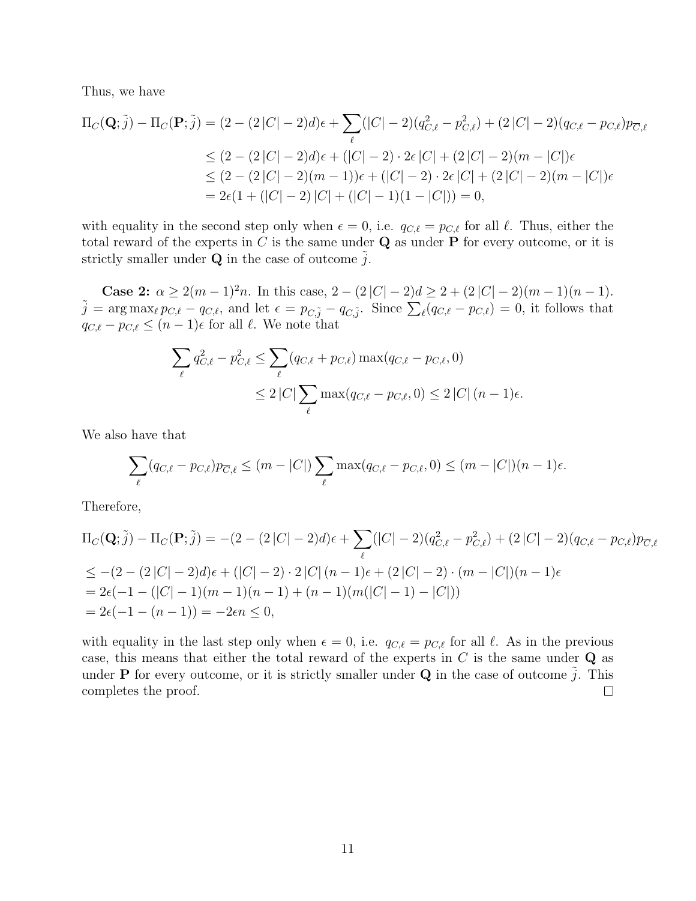Thus, we have

$$
\begin{aligned}
\Pi_C(\mathbf{Q};\tilde{j}) - \Pi_C(\mathbf{P};\tilde{j}) &= (2-(2\,|C|-2)d)\epsilon + \sum_\ell (|C|-2)(q_{C,\ell}^2 - p_{C,\ell}^2) + (2\,|C|-2)(q_{C,\ell}-p_{C,\ell})p_{\overline{C},\ell} \\
&\le (2-(2\,|C|-2)d)\epsilon + (|C|-2)\cdot 2\epsilon\,|C| + (2\,|C|-2)(m-|C|)\epsilon \\
&\le (2-(2\,|C|-2)(m-1))\epsilon + (|C|-2)\cdot 2\epsilon\,|C| + (2\,|C|-2)(m-|C|)\epsilon \\
&= 2\epsilon(1 + (|C|-2)\,|C| + (|C|-1)(1-|C|)) = 0,
\end{aligned}
$$

with equality in the second step only when $\epsilon = 0$, i.e. $q_{C,\ell} = p_{C,\ell}$ for all $\ell$. Thus, either the total reward of the experts in $C$ is the same under $\mathbf{Q}$ as under $\mathbf{P}$ for every outcome, or it is strictly smaller under $\mathbf{Q}$ in the case of outcome $\tilde{j}$.

**Case 2:** $\alpha \ge 2(m-1)^2 n$. In this case, $2-(2\,|C|-2)d \ge 2 + (2\,|C|-2)(m-1)(n-1)$. $\tilde{j} = \arg\max_\ell p_{C,\ell} - q_{C,\ell}$, and let $\epsilon = p_{C,\tilde{j}} - q_{C,\tilde{j}}$. Since $\sum_\ell (q_{C,\ell} - p_{C,\ell}) = 0$, it follows that $q_{C,\ell} - p_{C,\ell} \le (n-1)\epsilon$ for all $\ell$. We note that

$$
\begin{aligned}
\sum_\ell q_{C,\ell}^2 - p_{C,\ell}^2 &\le \sum_\ell (q_{C,\ell} + p_{C,\ell}) \max(q_{C,\ell} - p_{C,\ell}, 0) \\
&\le 2\,|C| \sum_\ell \max(q_{C,\ell} - p_{C,\ell}, 0) \le 2\,|C|\,(n-1)\epsilon.
\end{aligned}
$$

We also have that

$$
\sum_\ell (q_{C,\ell} - p_{C,\ell}) p_{\overline{C},\ell} \le (m-|C|) \sum_\ell \max(q_{C,\ell} - p_{C,\ell}, 0) \le (m-|C|)(n-1)\epsilon.
$$

Therefore,

$$
\begin{aligned}
&\Pi_C(\mathbf{Q};\tilde{j}) - \Pi_C(\mathbf{P};\tilde{j}) = -(2-(2\,|C|-2)d)\epsilon + \sum_\ell (|C|-2)(q_{C,\ell}^2 - p_{C,\ell}^2) + (2\,|C|-2)(q_{C,\ell}-p_{C,\ell})p_{\overline{C},\ell} \\
&\le -(2-(2\,|C|-2)d)\epsilon + (|C|-2)\cdot 2\,|C|\,(n-1)\epsilon + (2\,|C|-2)\cdot(m-|C|)(n-1)\epsilon \\
&= 2\epsilon(-1 - (|C|-1)(m-1)(n-1) + (n-1)(m(|C|-1) - |C|)) \\
&= 2\epsilon(-1-(n-1)) = -2\epsilon n \le 0,
\end{aligned}
$$

with equality in the last step only when $\epsilon = 0$, i.e. $q_{C,\ell} = p_{C,\ell}$ for all $\ell$. As in the previous case, this means that either the total reward of the experts in $C$ is the same under $\mathbf{Q}$ as under $\mathbf{P}$ for every outcome, or it is strictly smaller under $\mathbf{Q}$ in the case of outcome $\tilde{j}$. This completes the proof. $\square$